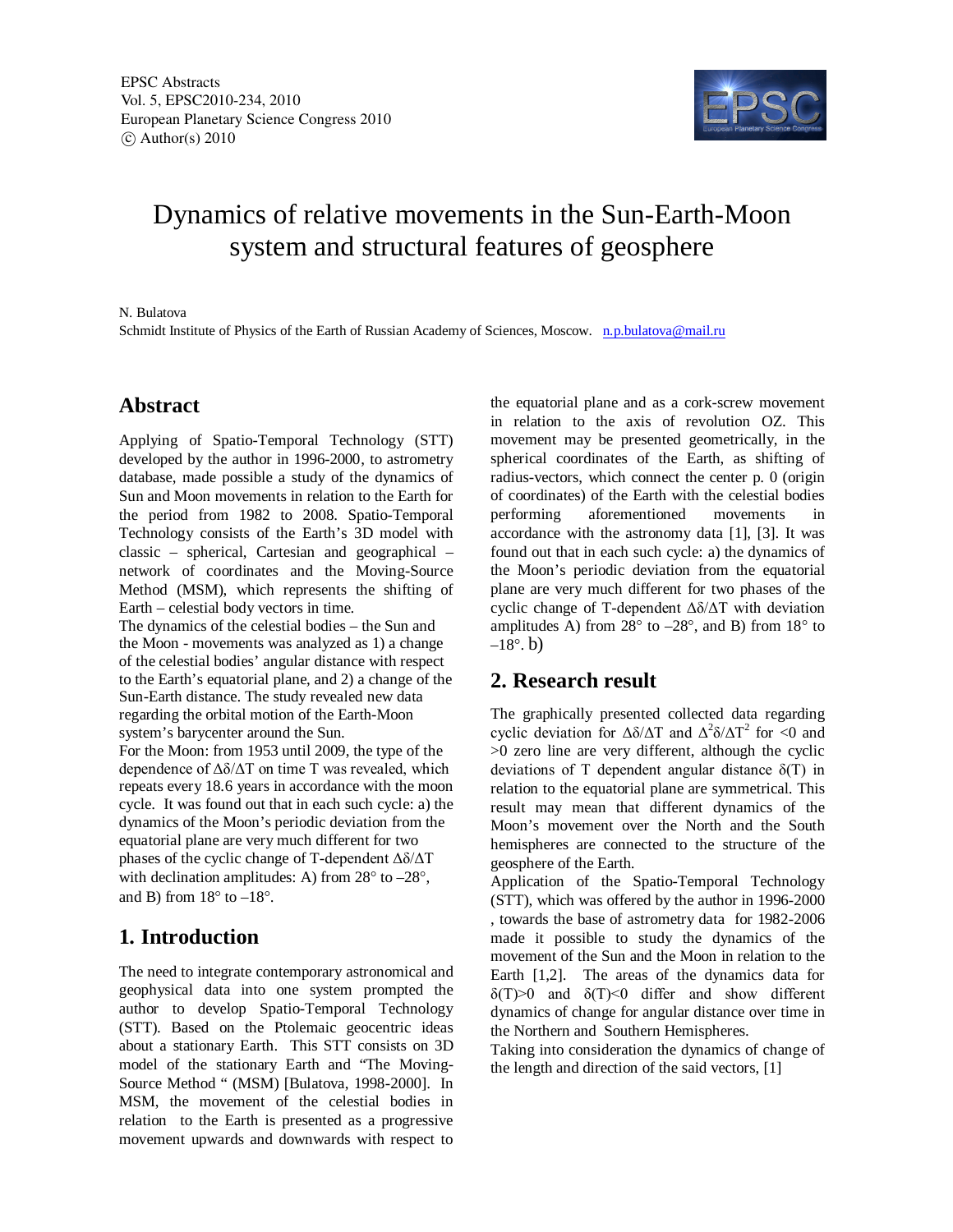# Dynamics of relative movements in the Sun-Earth-Moon system and structural features of geosphere

N. Bulatova

Schmidt Institute of Physics of the Earth of Russian Academy of Sciences, Moscow. n.p.bulatova@mail.ru

## Abstract

Applying of Spatio-Temporal Technology (STT) developed by the author in 1996-2000, to astrometry database, made possible a study of the dynamics of Sun and Moon movements in relation to the Earth for the period from 1982 to 2008. Spatio-Temporal Technology consists of the Earth's 3D model with classic – spherical, Cartesian and geographical – network of coordinates and the Moving-Source Method (MSM), which represents the shifting of Earth – celestial body vectors in time.

The dynamics of the celestial bodies – the Sun and the Moon - movements was analyzed as 1) a change of the celestial bodies' angular distance with respect to the Earth's equatorial plane, and 2) a change of the Sun-Earth distance. The study revealed new data regarding the orbital motion of the Earth-Moon system's barycenter around the Sun.

For the Moon: from 1953 until 2009, the type of the dependence of $\Delta\delta/\Delta T$ on time T was revealed, which repeats every 18.6 years in accordance with the moon cycle. It was found out that in each such cycle: a) the dynamics of the Moon's periodic deviation from the equatorial plane are very much different for two phases of the cyclic change of T-dependent $\Delta\delta/\Delta T$ with declination amplitudes: A) from 28° to –28°, and B) from 18° to –18°.

## 1. Introduction

The need to integrate contemporary astronomical and geophysical data into one system prompted the author to develop Spatio-Temporal Technology (STT). Based on the Ptolemaic geocentric ideas about a stationary Earth. This STT consists on 3D model of the stationary Earth and "The Moving-Source Method " (MSM) [Bulatova, 1998-2000]. In MSM, the movement of the celestial bodies in relation to the Earth is presented as a progressive movement upwards and downwards with respect to the equatorial plane and as a cork-screw movement in relation to the axis of revolution OZ. This movement may be presented geometrically, in the spherical coordinates of the Earth, as shifting of radius-vectors, which connect the center p. 0 (origin of coordinates) of the Earth with the celestial bodies performing aforementioned movements in accordance with the astronomy data [1], [3]. It was found out that in each such cycle: a) the dynamics of the Moon's periodic deviation from the equatorial plane are very much different for two phases of the cyclic change of T-dependent $\Delta\delta/\Delta T$ with deviation amplitudes A) from 28° to –28°, and B) from 18° to –18°. b)

## 2. Research result

The graphically presented collected data regarding cyclic deviation for $\Delta\delta/\Delta T$ and $\Delta^2\delta/\Delta T^2$ for <0 and >0 zero line are very different, although the cyclic deviations of T dependent angular distance $\delta(T)$ in relation to the equatorial plane are symmetrical. This result may mean that different dynamics of the Moon's movement over the North and the South hemispheres are connected to the structure of the geosphere of the Earth.

Application of the Spatio-Temporal Technology (STT), which was offered by the author in 1996-2000 , towards the base of astrometry data for 1982-2006 made it possible to study the dynamics of the movement of the Sun and the Moon in relation to the Earth [1,2]. The areas of the dynamics data for $\delta(T)>0$ and $\delta(T)<0$ differ and show different dynamics of change for angular distance over time in the Northern and Southern Hemispheres.

Taking into consideration the dynamics of change of the length and direction of the said vectors, [1]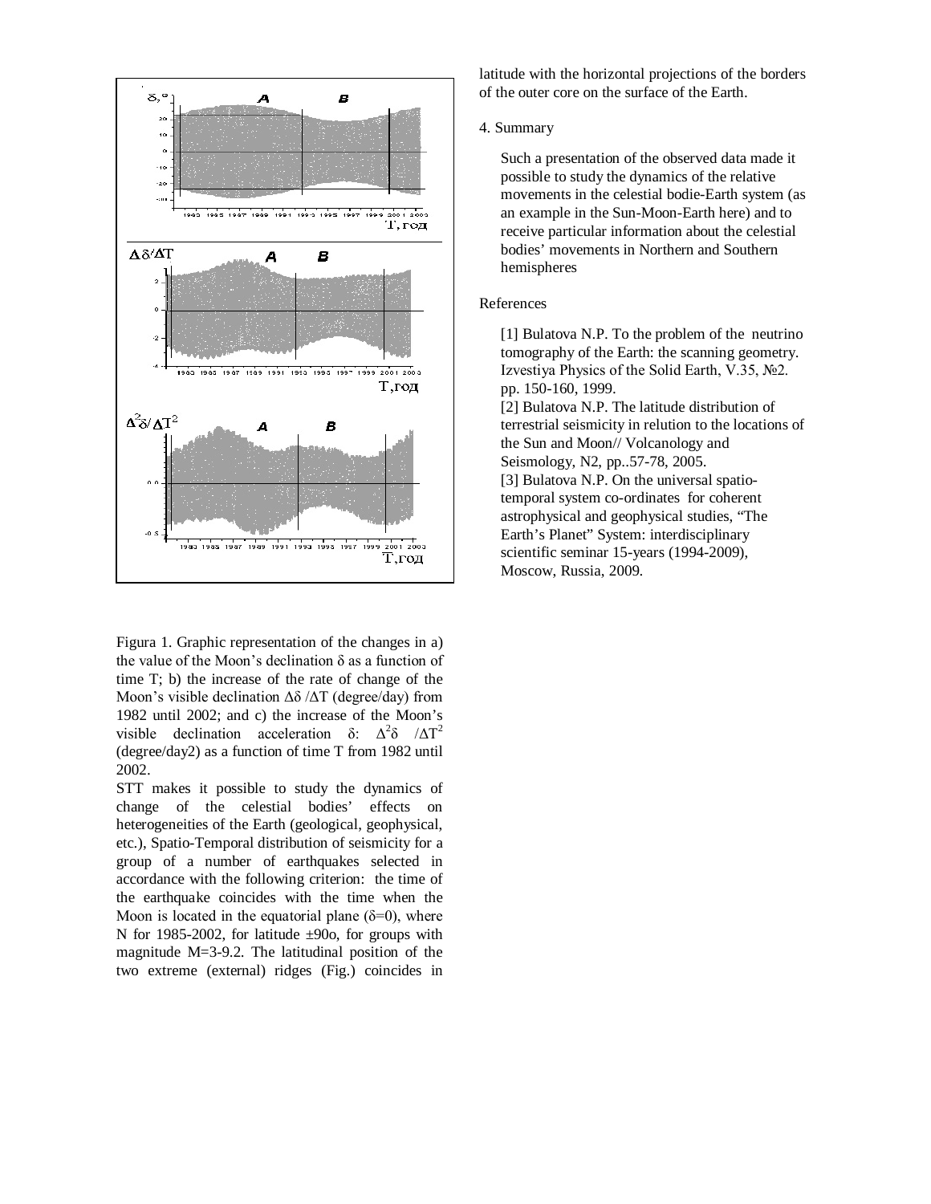δ, °

A

B

20

10

0

-10

-20

-30

1983 1985 1987 1989 1991 1993 1995 1997 1999 2001 2003

T, год

Δδ/ΔT

A

B

2

0

-2

-4

1983 1985 1987 1989 1991 1993 1995 1997 1999 2001 2003

T,год

$\Delta^2\delta/\Delta T^2$

A

B

0.0

-0.5

1983 1985 1987 1989 1991 1993 1995 1997 1999 2001 2003

T,год

Figura 1. Graphic representation of the changes in a) the value of the Moon's declination δ as a function of time T; b) the increase of the rate of change of the Moon's visible declination $\Delta\delta/\Delta T$ (degree/day) from 1982 until 2002; and c) the increase of the Moon's visible declination acceleration δ: $\Delta^2\delta/\Delta T^2$ (degree/day2) as a function of time T from 1982 until 2002.

STT makes it possible to study the dynamics of change of the celestial bodies' effects on heterogeneities of the Earth (geological, geophysical, etc.), Spatio-Temporal distribution of seismicity for a group of a number of earthquakes selected in accordance with the following criterion: the time of the earthquake coincides with the time when the Moon is located in the equatorial plane (δ=0), where N for 1985-2002, for latitude ±90o, for groups with magnitude M=3-9.2. The latitudinal position of the two extreme (external) ridges (Fig.) coincides in latitude with the horizontal projections of the borders of the outer core on the surface of the Earth.

## 4. Summary

Such a presentation of the observed data made it possible to study the dynamics of the relative movements in the celestial bodie-Earth system (as an example in the Sun-Moon-Earth here) and to receive particular information about the celestial bodies' movements in Northern and Southern hemispheres

## References

[1] Bulatova N.P. To the problem of the neutrino tomography of the Earth: the scanning geometry. Izvestiya Physics of the Solid Earth, V.35, №2. pp. 150-160, 1999.

[2] Bulatova N.P. The latitude distribution of terrestrial seismicity in relution to the locations of the Sun and Moon// Volcanology and Seismology, N2, pp..57-78, 2005.

[3] Bulatova N.P. On the universal spatio-temporal system co-ordinates for coherent astrophysical and geophysical studies, "The Earth's Planet" System: interdisciplinary scientific seminar 15-years (1994-2009), Moscow, Russia, 2009.